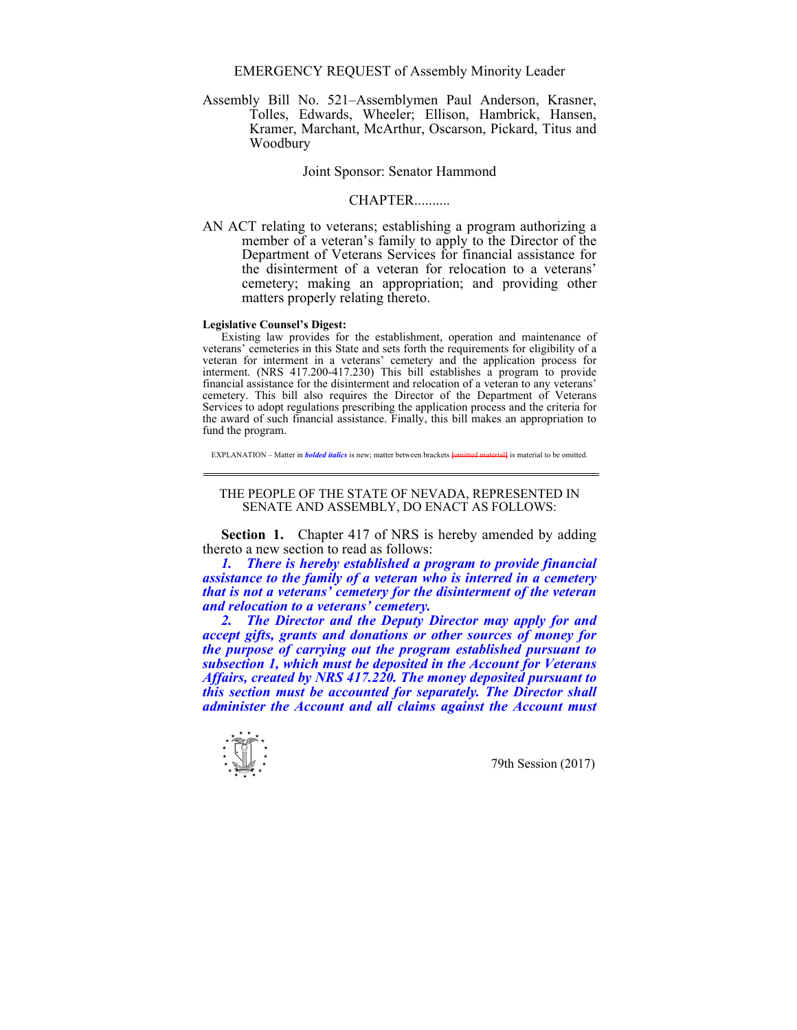EMERGENCY REQUEST of Assembly Minority Leader

Assembly Bill No. 521–Assemblymen Paul Anderson, Krasner, Tolles, Edwards, Wheeler; Ellison, Hambrick, Hansen, Kramer, Marchant, McArthur, Oscarson, Pickard, Titus and Woodbury

Joint Sponsor: Senator Hammond

CHAPTER..........

AN ACT relating to veterans; establishing a program authorizing a member of a veteran's family to apply to the Director of the Department of Veterans Services for financial assistance for the disinterment of a veteran for relocation to a veterans' cemetery; making an appropriation; and providing other matters properly relating thereto.

**Legislative Counsel's Digest:**

Existing law provides for the establishment, operation and maintenance of veterans' cemeteries in this State and sets forth the requirements for eligibility of a veteran for interment in a veterans' cemetery and the application process for interment. (NRS 417.200-417.230) This bill establishes a program to provide financial assistance for the disinterment and relocation of a veteran to any veterans' cemetery. This bill also requires the Director of the Department of Veterans Services to adopt regulations prescribing the application process and the criteria for the award of such financial assistance. Finally, this bill makes an appropriation to fund the program.

EXPLANATION – Matter in ***bolded italics*** is new; matter between brackets [omitted material] is material to be omitted.

---

THE PEOPLE OF THE STATE OF NEVADA, REPRESENTED IN SENATE AND ASSEMBLY, DO ENACT AS FOLLOWS:

**Section 1.** Chapter 417 of NRS is hereby amended by adding thereto a new section to read as follows:

***1. There is hereby established a program to provide financial assistance to the family of a veteran who is interred in a cemetery that is not a veterans' cemetery for the disinterment of the veteran and relocation to a veterans' cemetery.***

***2. The Director and the Deputy Director may apply for and accept gifts, grants and donations or other sources of money for the purpose of carrying out the program established pursuant to subsection 1, which must be deposited in the Account for Veterans Affairs, created by NRS 417.220. The money deposited pursuant to this section must be accounted for separately. The Director shall administer the Account and all claims against the Account must***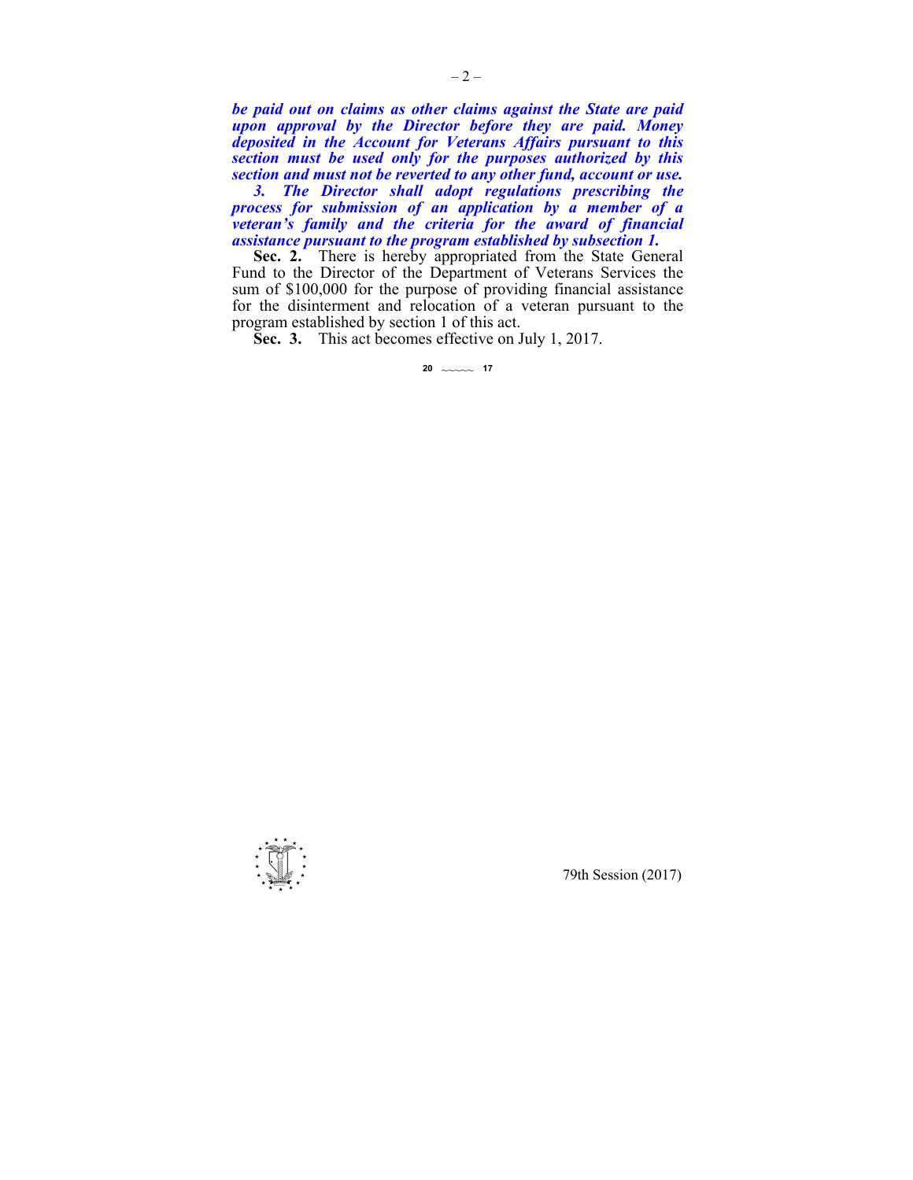***be paid out on claims as other claims against the State are paid upon approval by the Director before they are paid. Money deposited in the Account for Veterans Affairs pursuant to this section must be used only for the purposes authorized by this section and must not be reverted to any other fund, account or use.***

***3. The Director shall adopt regulations prescribing the process for submission of an application by a member of a veteran's family and the criteria for the award of financial assistance pursuant to the program established by subsection 1.***

**Sec. 2.** There is hereby appropriated from the State General Fund to the Director of the Department of Veterans Services the sum of $100,000 for the purpose of providing financial assistance for the disinterment and relocation of a veteran pursuant to the program established by section 1 of this act.

**Sec. 3.** This act becomes effective on July 1, 2017.

**20 ~~~~~ 17**